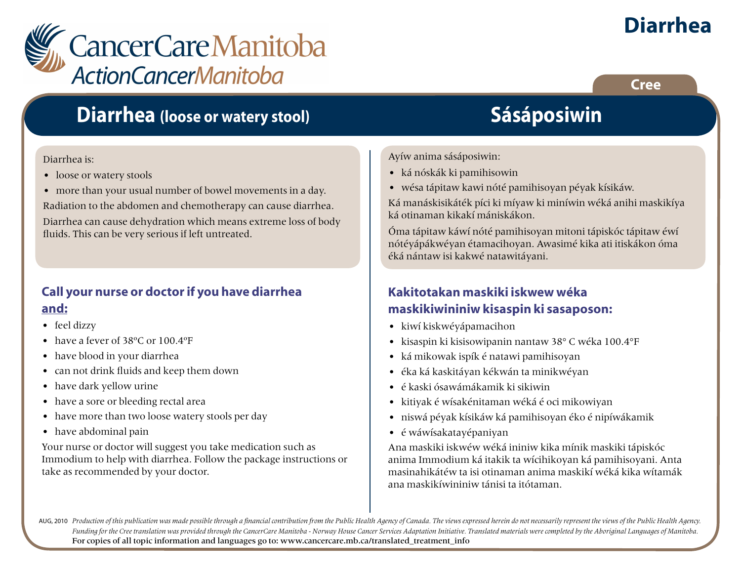CancerCare Manitoba
ActionCancerManitoba

# Diarrhea

Cree

## Diarrhea (loose or watery stool)

Diarrhea is:

- loose or watery stools
- more than your usual number of bowel movements in a day.

Radiation to the abdomen and chemotherapy can cause diarrhea.

Diarrhea can cause dehydration which means extreme loss of body fluids. This can be very serious if left untreated.

### Call your nurse or doctor if you have diarrhea and:

- feel dizzy
- have a fever of 38ºC or 100.4ºF
- have blood in your diarrhea
- can not drink fluids and keep them down
- have dark yellow urine
- have a sore or bleeding rectal area
- have more than two loose watery stools per day
- have abdominal pain

Your nurse or doctor will suggest you take medication such as Immodium to help with diarrhea. Follow the package instructions or take as recommended by your doctor.

## Sásáposiwin

Ayíw anima sásáposiwin:

- ká nóskák ki pamihisowin
- wésa tápitaw kawi nóté pamihisoyan péyak kísikáw.

Ká manáskisikáték píci ki míyaw ki miníwin wéká anihi maskikíya ká otinaman kikakí mániskákon.

Óma tápitaw káwí nóté pamihisoyan mitoni tápiskóc tápitaw éwí nótéyápákwéyan étamacihoyan. Awasimé kika ati itiskákon óma éká nántaw isi kakwé natawitáyani.

### Kakitotakan maskiki iskwew wéka maskikiwininiw kisaspin ki sasaposon:

- kiwí kiskwéyápamacihon
- kisaspin ki kisisowipanin nantaw 38° C wéka 100.4°F
- ká mikowak ispík é natawi pamihisoyan
- éka ká kaskitáyan kékwán ta minikwéyan
- é kaski ósawámákamik ki sikiwin
- kitiyak é wísakénitaman wéká é oci mikowiyan
- niswá péyak kísikáw ká pamihisoyan éko é nipíwákamik
- é wáwísakatayépaniyan

Ana maskiki iskwéw wéká ininiw kika mínik maskiki tápiskóc anima Immodium ká itakik ta wícihikoyan ká pamihisoyani. Anta masinahikátéw ta isi otinaman anima maskikí wéká kika wítamák ana maskikíwininiw tánisi ta itótaman.

AUG, 2010 *Production of this publication was made possible through a financial contribution from the Public Health Agency of Canada. The views expressed herein do not necessarily represent the views of the Public Health Agency. Funding for the Cree translation was provided through the CancerCare Manitoba - Norway House Cancer Services Adaptation Initiative. Translated materials were completed by the Aboriginal Languages of Manitoba.*

For copies of all topic information and languages go to: www.cancercare.mb.ca/translated_treatment_info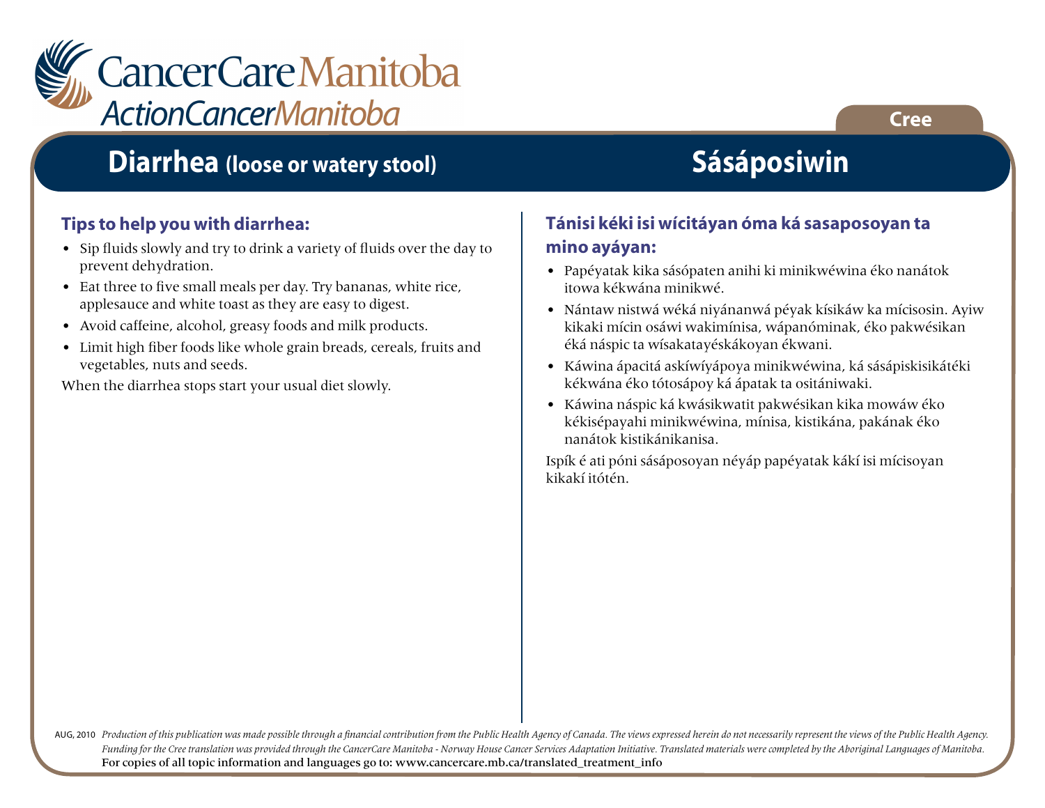CancerCare Manitoba
ActionCancerManitoba

Cree

# Diarrhea (loose or watery stool)

## Tips to help you with diarrhea:

- Sip fluids slowly and try to drink a variety of fluids over the day to prevent dehydration.
- Eat three to five small meals per day. Try bananas, white rice, applesauce and white toast as they are easy to digest.
- Avoid caffeine, alcohol, greasy foods and milk products.
- Limit high fiber foods like whole grain breads, cereals, fruits and vegetables, nuts and seeds.

When the diarrhea stops start your usual diet slowly.

# Sásáposiwin

## Tánisi kéki isi wícitáyan óma ká sasaposoyan ta mino ayáyan:

- Papéyatak kika sásópaten anihi ki minikwéwina éko nanátok itowa kékwána minikwé.
- Nántaw nistwá wéká niyánanwá péyak kísikáw ka mícisosin. Ayiw kikaki mícin osáwi wakimínisa, wápanóminak, éko pakwésikan éká náspic ta wísakatayéskákoyan ékwani.
- Káwina ápacitá askíwíyápoya minikwéwina, ká sásápiskisikátéki kékwána éko tótosápoy ká ápatak ta ositániwaki.
- Káwina náspic ká kwásikwatit pakwésikan kika mowáw éko kékisépayahi minikwéwina, mínisa, kistikána, pakának éko nanátok kistikánikanisa.

Ispík é ati póni sásáposoyan néyáp papéyatak kákí isi mícisoyan kikakí itótén.

AUG, 2010 *Production of this publication was made possible through a financial contribution from the Public Health Agency of Canada. The views expressed herein do not necessarily represent the views of the Public Health Agency. Funding for the Cree translation was provided through the CancerCare Manitoba - Norway House Cancer Services Adaptation Initiative. Translated materials were completed by the Aboriginal Languages of Manitoba.*
For copies of all topic information and languages go to: www.cancercare.mb.ca/translated_treatment_info